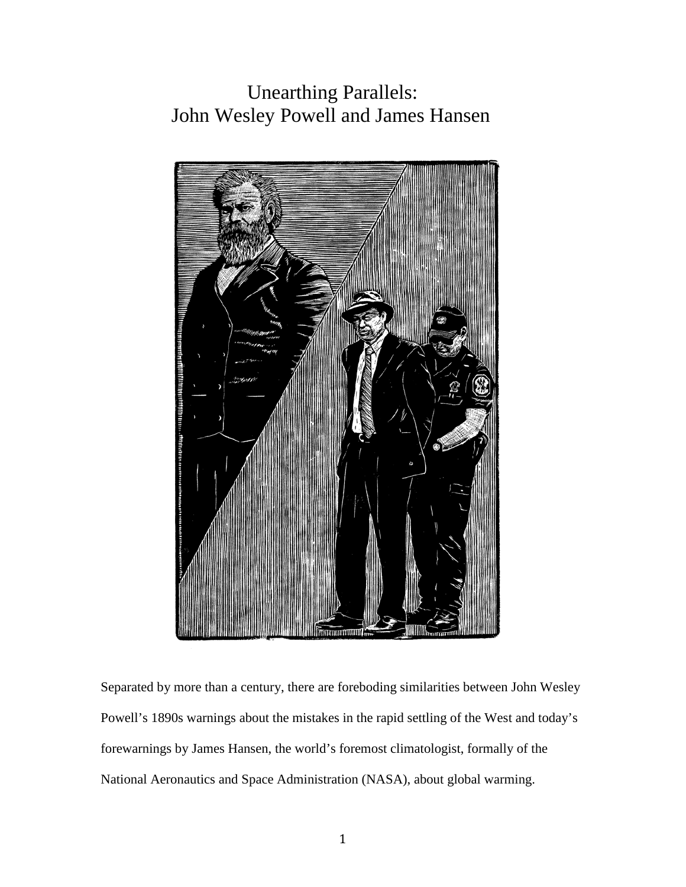# Unearthing Parallels: John Wesley Powell and James Hansen

Separated by more than a century, there are foreboding similarities between John Wesley Powell's 1890s warnings about the mistakes in the rapid settling of the West and today's forewarnings by James Hansen, the world's foremost climatologist, formally of the National Aeronautics and Space Administration (NASA), about global warming.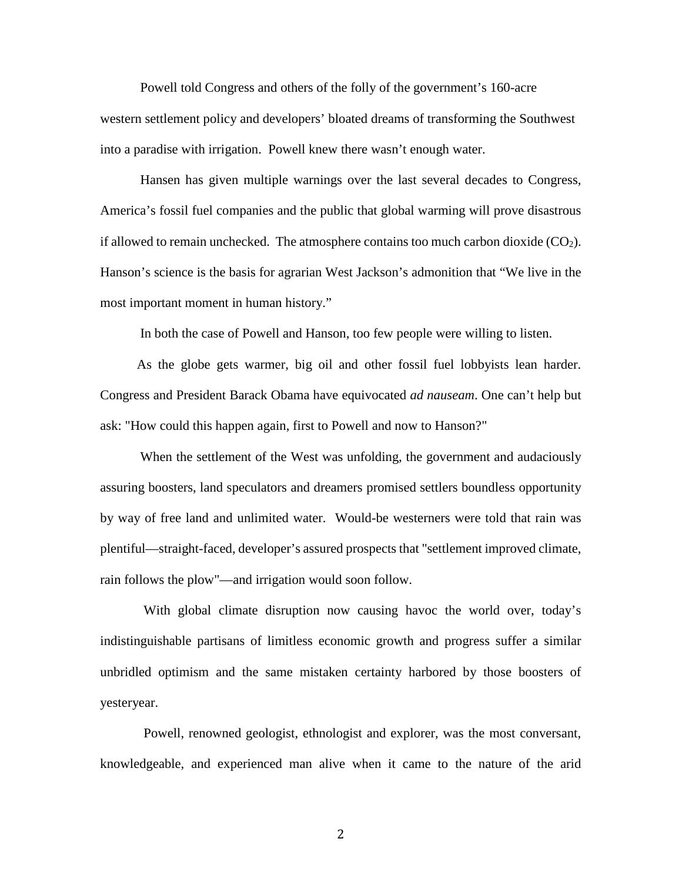Powell told Congress and others of the folly of the government's 160-acre western settlement policy and developers' bloated dreams of transforming the Southwest into a paradise with irrigation. Powell knew there wasn't enough water.

Hansen has given multiple warnings over the last several decades to Congress, America's fossil fuel companies and the public that global warming will prove disastrous if allowed to remain unchecked. The atmosphere contains too much carbon dioxide ($CO_2$). Hanson's science is the basis for agrarian West Jackson's admonition that "We live in the most important moment in human history."

In both the case of Powell and Hanson, too few people were willing to listen.

As the globe gets warmer, big oil and other fossil fuel lobbyists lean harder. Congress and President Barack Obama have equivocated *ad nauseam*. One can't help but ask: "How could this happen again, first to Powell and now to Hanson?"

When the settlement of the West was unfolding, the government and audaciously assuring boosters, land speculators and dreamers promised settlers boundless opportunity by way of free land and unlimited water. Would-be westerners were told that rain was plentiful—straight-faced, developer's assured prospects that "settlement improved climate, rain follows the plow"—and irrigation would soon follow.

With global climate disruption now causing havoc the world over, today's indistinguishable partisans of limitless economic growth and progress suffer a similar unbridled optimism and the same mistaken certainty harbored by those boosters of yesteryear.

Powell, renowned geologist, ethnologist and explorer, was the most conversant, knowledgeable, and experienced man alive when it came to the nature of the arid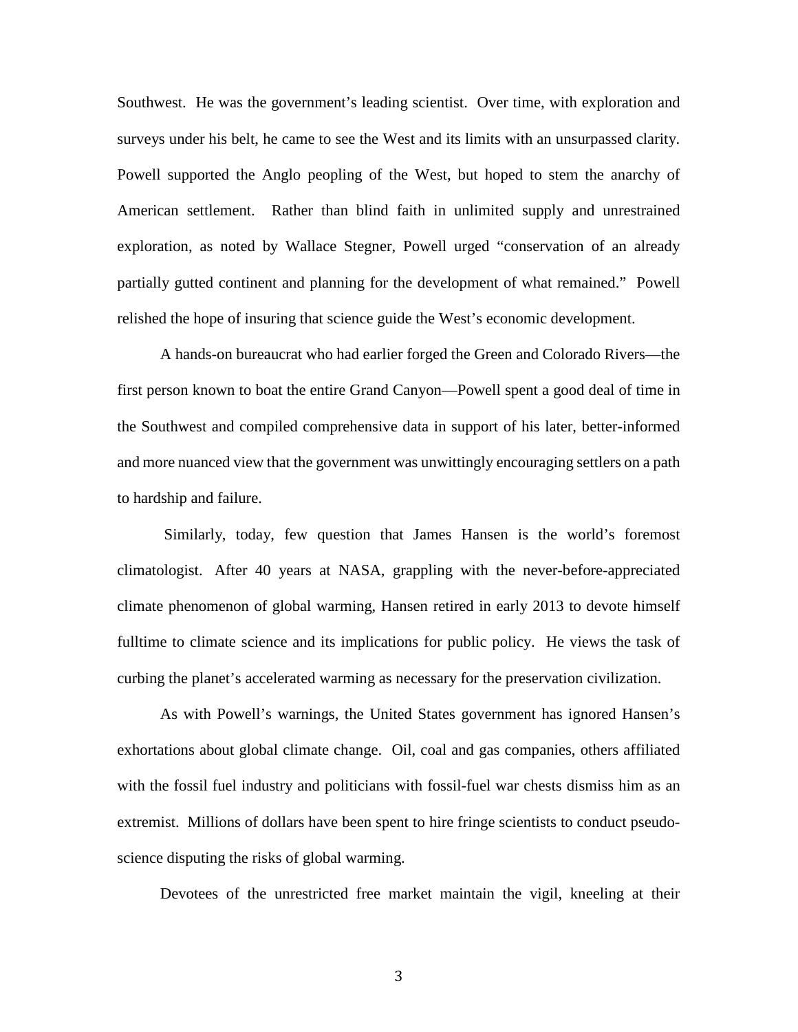Southwest. He was the government's leading scientist. Over time, with exploration and surveys under his belt, he came to see the West and its limits with an unsurpassed clarity. Powell supported the Anglo peopling of the West, but hoped to stem the anarchy of American settlement. Rather than blind faith in unlimited supply and unrestrained exploration, as noted by Wallace Stegner, Powell urged "conservation of an already partially gutted continent and planning for the development of what remained." Powell relished the hope of insuring that science guide the West's economic development.

A hands-on bureaucrat who had earlier forged the Green and Colorado Rivers—the first person known to boat the entire Grand Canyon—Powell spent a good deal of time in the Southwest and compiled comprehensive data in support of his later, better-informed and more nuanced view that the government was unwittingly encouraging settlers on a path to hardship and failure.

Similarly, today, few question that James Hansen is the world's foremost climatologist. After 40 years at NASA, grappling with the never-before-appreciated climate phenomenon of global warming, Hansen retired in early 2013 to devote himself fulltime to climate science and its implications for public policy. He views the task of curbing the planet's accelerated warming as necessary for the preservation civilization.

As with Powell's warnings, the United States government has ignored Hansen's exhortations about global climate change. Oil, coal and gas companies, others affiliated with the fossil fuel industry and politicians with fossil-fuel war chests dismiss him as an extremist. Millions of dollars have been spent to hire fringe scientists to conduct pseudo-science disputing the risks of global warming.

Devotees of the unrestricted free market maintain the vigil, kneeling at their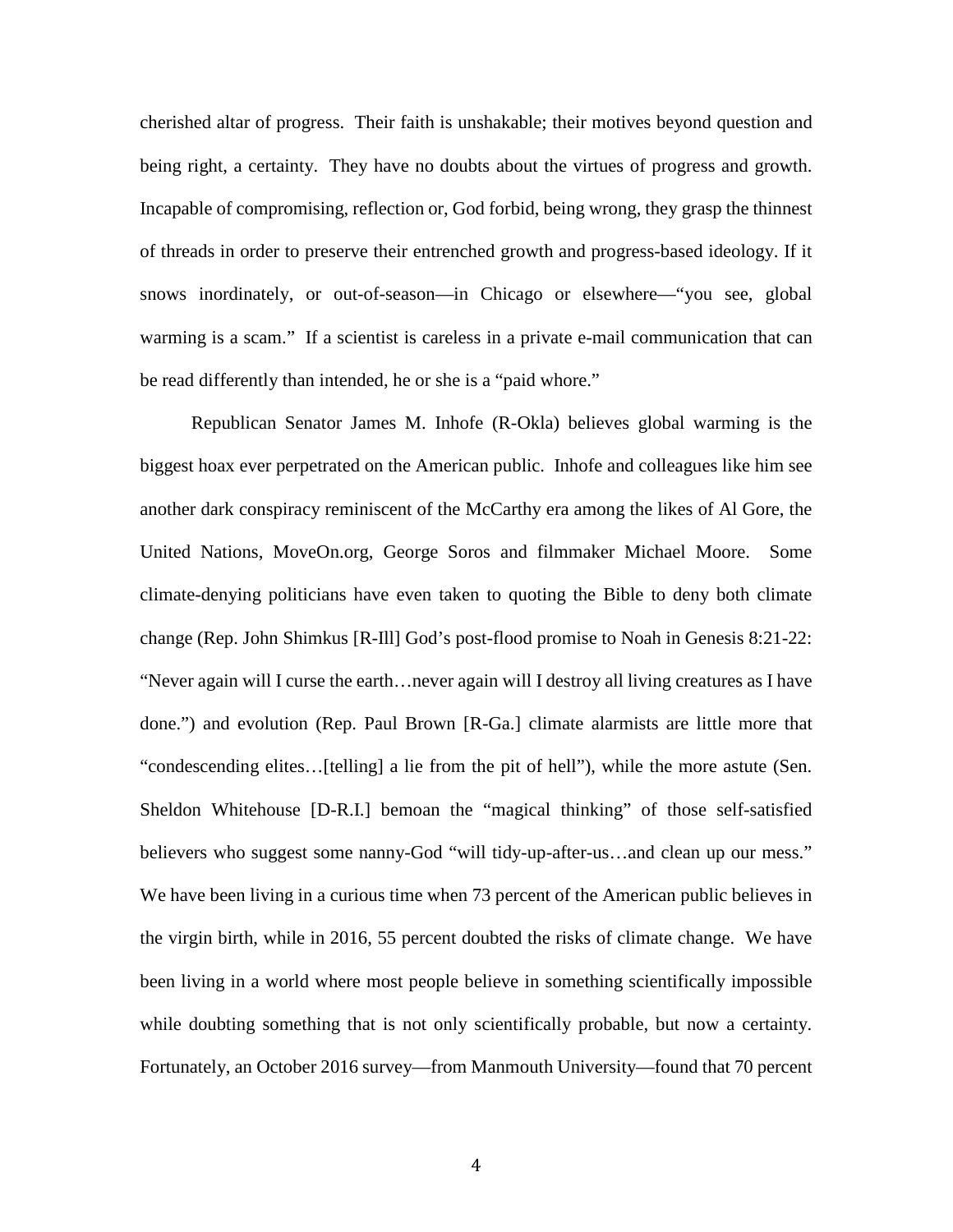cherished altar of progress. Their faith is unshakable; their motives beyond question and being right, a certainty. They have no doubts about the virtues of progress and growth. Incapable of compromising, reflection or, God forbid, being wrong, they grasp the thinnest of threads in order to preserve their entrenched growth and progress-based ideology. If it snows inordinately, or out-of-season—in Chicago or elsewhere—"you see, global warming is a scam." If a scientist is careless in a private e-mail communication that can be read differently than intended, he or she is a "paid whore."

Republican Senator James M. Inhofe (R-Okla) believes global warming is the biggest hoax ever perpetrated on the American public. Inhofe and colleagues like him see another dark conspiracy reminiscent of the McCarthy era among the likes of Al Gore, the United Nations, MoveOn.org, George Soros and filmmaker Michael Moore. Some climate-denying politicians have even taken to quoting the Bible to deny both climate change (Rep. John Shimkus [R-Ill] God's post-flood promise to Noah in Genesis 8:21-22: "Never again will I curse the earth…never again will I destroy all living creatures as I have done.") and evolution (Rep. Paul Brown [R-Ga.] climate alarmists are little more that "condescending elites…[telling] a lie from the pit of hell"), while the more astute (Sen. Sheldon Whitehouse [D-R.I.] bemoan the "magical thinking" of those self-satisfied believers who suggest some nanny-God "will tidy-up-after-us…and clean up our mess." We have been living in a curious time when 73 percent of the American public believes in the virgin birth, while in 2016, 55 percent doubted the risks of climate change. We have been living in a world where most people believe in something scientifically impossible while doubting something that is not only scientifically probable, but now a certainty. Fortunately, an October 2016 survey—from Manmouth University—found that 70 percent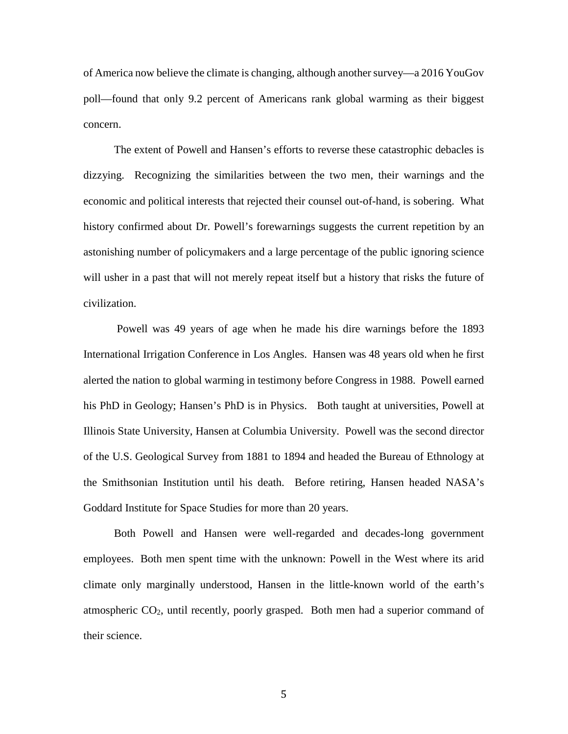of America now believe the climate is changing, although another survey—a 2016 YouGov poll—found that only 9.2 percent of Americans rank global warming as their biggest concern.

The extent of Powell and Hansen's efforts to reverse these catastrophic debacles is dizzying. Recognizing the similarities between the two men, their warnings and the economic and political interests that rejected their counsel out-of-hand, is sobering. What history confirmed about Dr. Powell's forewarnings suggests the current repetition by an astonishing number of policymakers and a large percentage of the public ignoring science will usher in a past that will not merely repeat itself but a history that risks the future of civilization.

Powell was 49 years of age when he made his dire warnings before the 1893 International Irrigation Conference in Los Angles. Hansen was 48 years old when he first alerted the nation to global warming in testimony before Congress in 1988. Powell earned his PhD in Geology; Hansen's PhD is in Physics. Both taught at universities, Powell at Illinois State University, Hansen at Columbia University. Powell was the second director of the U.S. Geological Survey from 1881 to 1894 and headed the Bureau of Ethnology at the Smithsonian Institution until his death. Before retiring, Hansen headed NASA's Goddard Institute for Space Studies for more than 20 years.

Both Powell and Hansen were well-regarded and decades-long government employees. Both men spent time with the unknown: Powell in the West where its arid climate only marginally understood, Hansen in the little-known world of the earth's atmospheric $CO_2$, until recently, poorly grasped. Both men had a superior command of their science.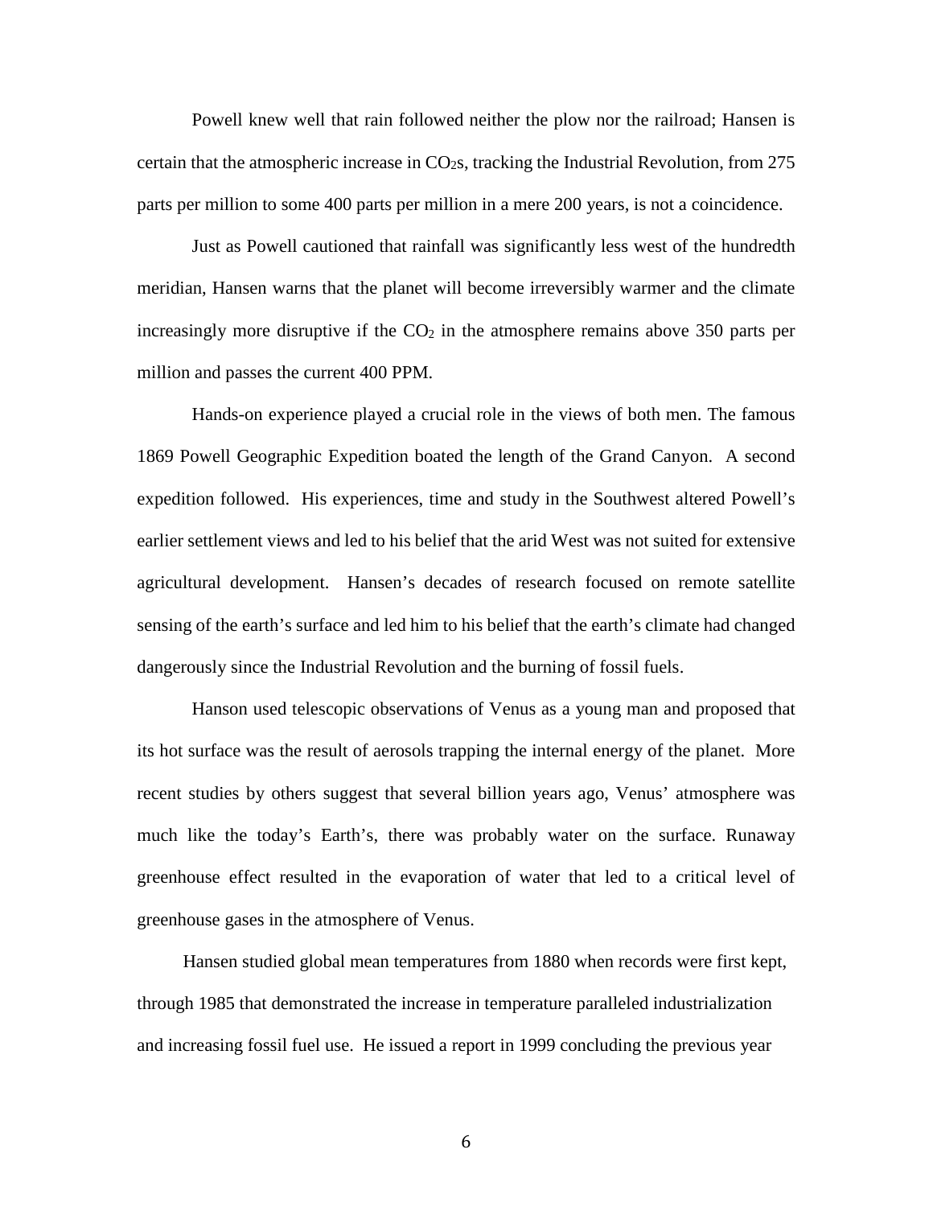Powell knew well that rain followed neither the plow nor the railroad; Hansen is certain that the atmospheric increase in $CO_2$s, tracking the Industrial Revolution, from 275 parts per million to some 400 parts per million in a mere 200 years, is not a coincidence.

Just as Powell cautioned that rainfall was significantly less west of the hundredth meridian, Hansen warns that the planet will become irreversibly warmer and the climate increasingly more disruptive if the $CO_2$ in the atmosphere remains above 350 parts per million and passes the current 400 PPM.

Hands-on experience played a crucial role in the views of both men. The famous 1869 Powell Geographic Expedition boated the length of the Grand Canyon. A second expedition followed. His experiences, time and study in the Southwest altered Powell's earlier settlement views and led to his belief that the arid West was not suited for extensive agricultural development. Hansen's decades of research focused on remote satellite sensing of the earth's surface and led him to his belief that the earth's climate had changed dangerously since the Industrial Revolution and the burning of fossil fuels.

Hanson used telescopic observations of Venus as a young man and proposed that its hot surface was the result of aerosols trapping the internal energy of the planet. More recent studies by others suggest that several billion years ago, Venus' atmosphere was much like the today's Earth's, there was probably water on the surface. Runaway greenhouse effect resulted in the evaporation of water that led to a critical level of greenhouse gases in the atmosphere of Venus.

Hansen studied global mean temperatures from 1880 when records were first kept, through 1985 that demonstrated the increase in temperature paralleled industrialization and increasing fossil fuel use. He issued a report in 1999 concluding the previous year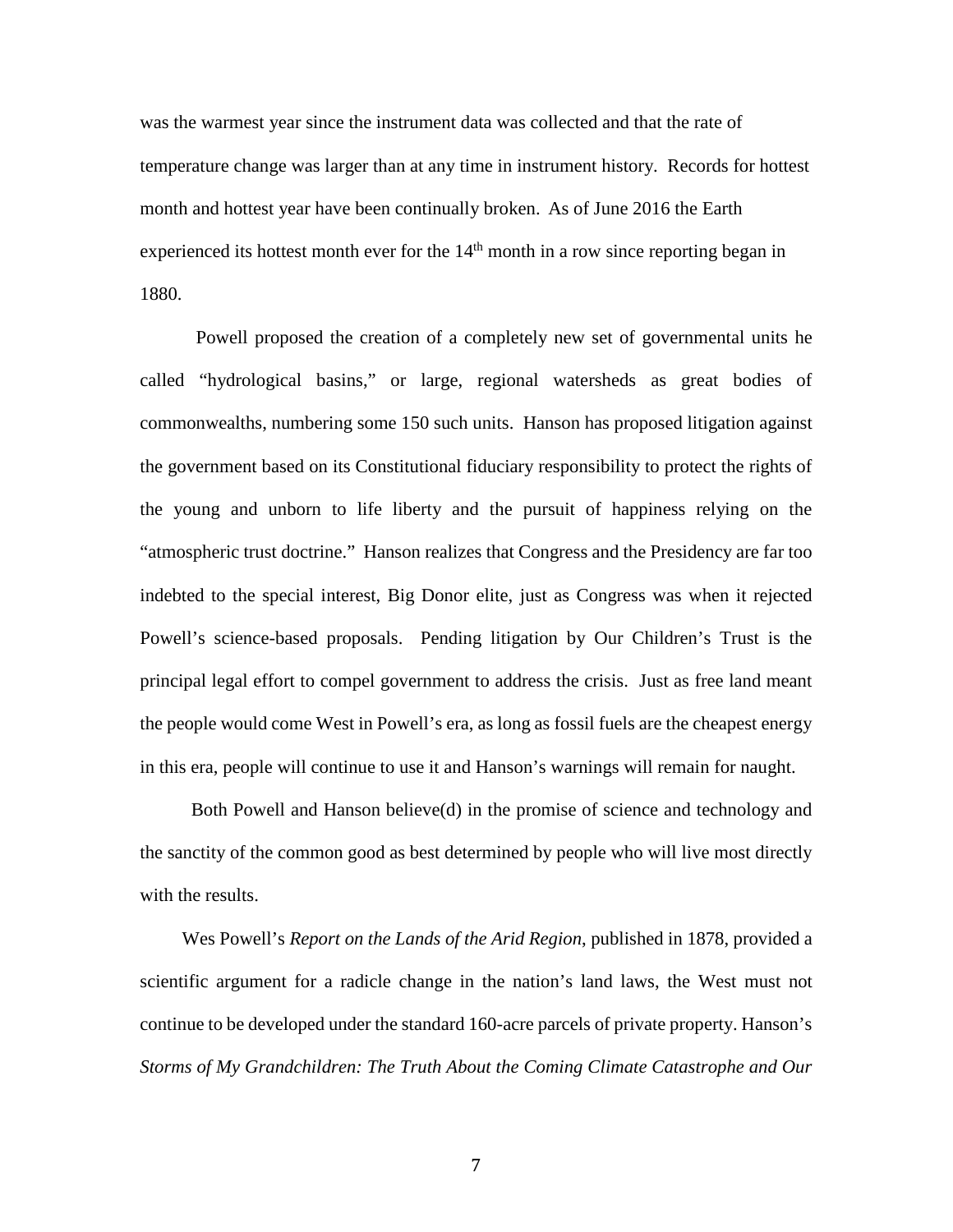was the warmest year since the instrument data was collected and that the rate of temperature change was larger than at any time in instrument history. Records for hottest month and hottest year have been continually broken. As of June 2016 the Earth experienced its hottest month ever for the 14th month in a row since reporting began in 1880.

Powell proposed the creation of a completely new set of governmental units he called "hydrological basins," or large, regional watersheds as great bodies of commonwealths, numbering some 150 such units. Hanson has proposed litigation against the government based on its Constitutional fiduciary responsibility to protect the rights of the young and unborn to life liberty and the pursuit of happiness relying on the "atmospheric trust doctrine." Hanson realizes that Congress and the Presidency are far too indebted to the special interest, Big Donor elite, just as Congress was when it rejected Powell's science-based proposals. Pending litigation by Our Children's Trust is the principal legal effort to compel government to address the crisis. Just as free land meant the people would come West in Powell's era, as long as fossil fuels are the cheapest energy in this era, people will continue to use it and Hanson's warnings will remain for naught.

Both Powell and Hanson believe(d) in the promise of science and technology and the sanctity of the common good as best determined by people who will live most directly with the results.

Wes Powell's *Report on the Lands of the Arid Region*, published in 1878, provided a scientific argument for a radicle change in the nation's land laws, the West must not continue to be developed under the standard 160-acre parcels of private property. Hanson's *Storms of My Grandchildren: The Truth About the Coming Climate Catastrophe and Our*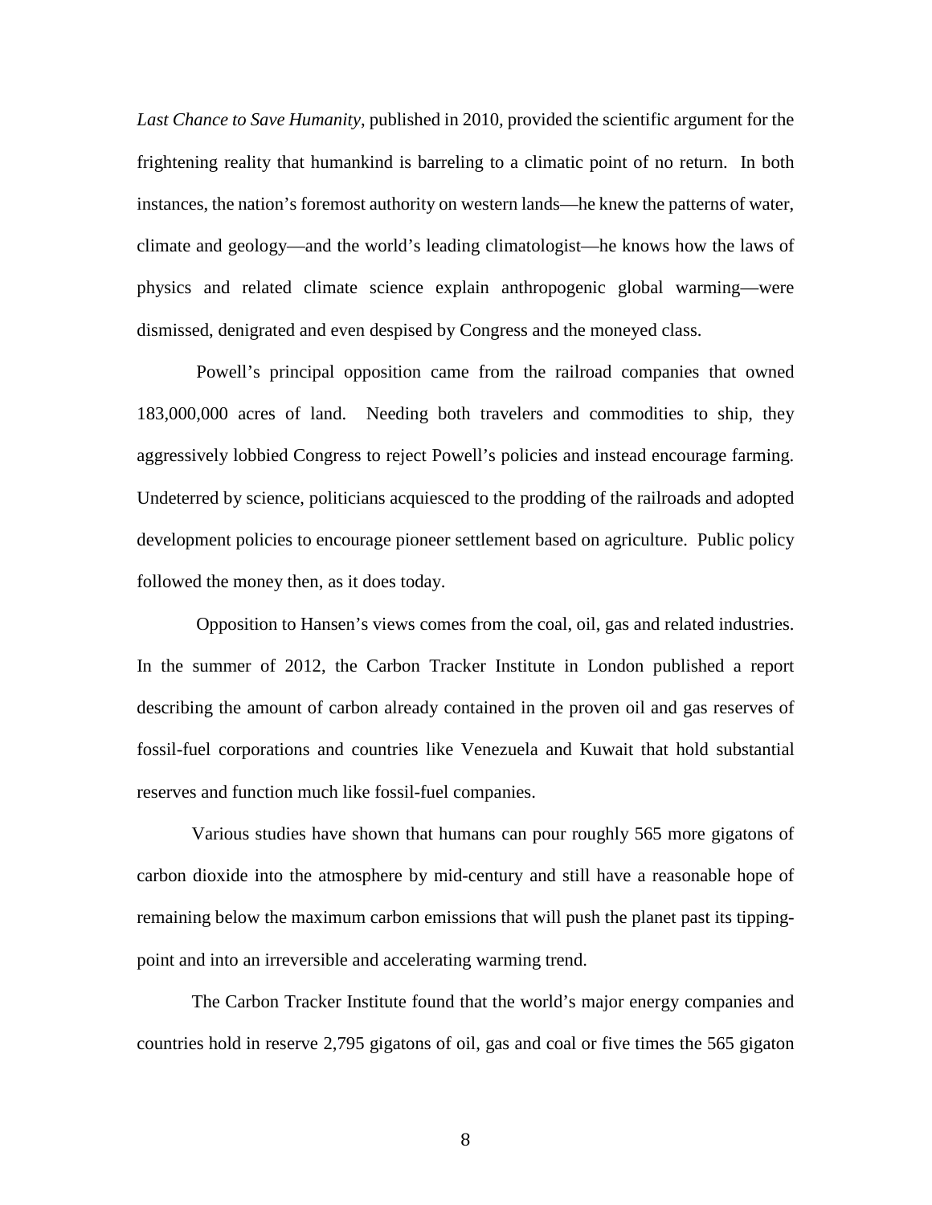*Last Chance to Save Humanity*, published in 2010, provided the scientific argument for the frightening reality that humankind is barreling to a climatic point of no return. In both instances, the nation's foremost authority on western lands—he knew the patterns of water, climate and geology—and the world's leading climatologist—he knows how the laws of physics and related climate science explain anthropogenic global warming—were dismissed, denigrated and even despised by Congress and the moneyed class.

Powell's principal opposition came from the railroad companies that owned 183,000,000 acres of land. Needing both travelers and commodities to ship, they aggressively lobbied Congress to reject Powell's policies and instead encourage farming. Undeterred by science, politicians acquiesced to the prodding of the railroads and adopted development policies to encourage pioneer settlement based on agriculture. Public policy followed the money then, as it does today.

Opposition to Hansen's views comes from the coal, oil, gas and related industries. In the summer of 2012, the Carbon Tracker Institute in London published a report describing the amount of carbon already contained in the proven oil and gas reserves of fossil-fuel corporations and countries like Venezuela and Kuwait that hold substantial reserves and function much like fossil-fuel companies.

Various studies have shown that humans can pour roughly 565 more gigatons of carbon dioxide into the atmosphere by mid-century and still have a reasonable hope of remaining below the maximum carbon emissions that will push the planet past its tipping-point and into an irreversible and accelerating warming trend.

The Carbon Tracker Institute found that the world's major energy companies and countries hold in reserve 2,795 gigatons of oil, gas and coal or five times the 565 gigaton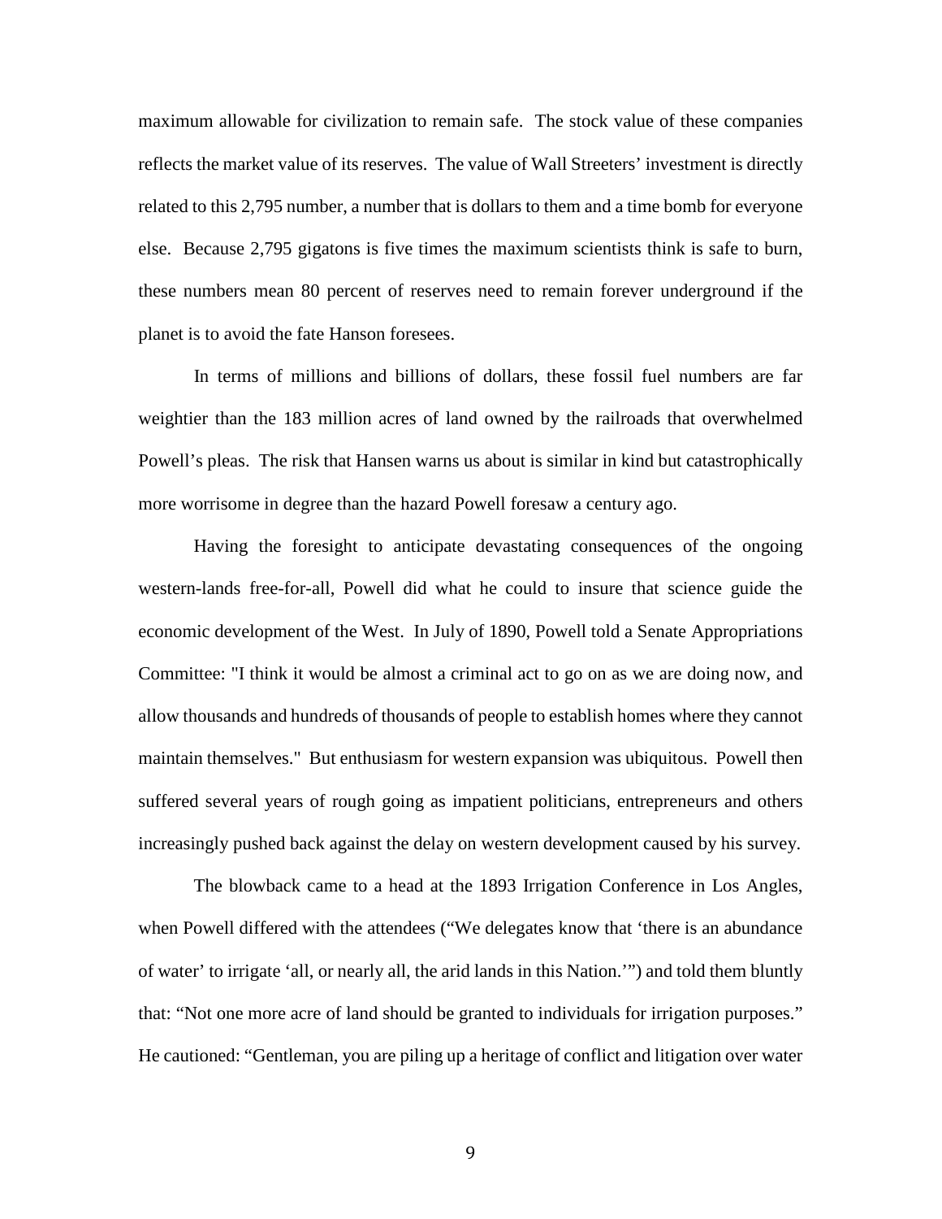maximum allowable for civilization to remain safe. The stock value of these companies reflects the market value of its reserves. The value of Wall Streeters' investment is directly related to this 2,795 number, a number that is dollars to them and a time bomb for everyone else. Because 2,795 gigatons is five times the maximum scientists think is safe to burn, these numbers mean 80 percent of reserves need to remain forever underground if the planet is to avoid the fate Hanson foresees.

In terms of millions and billions of dollars, these fossil fuel numbers are far weightier than the 183 million acres of land owned by the railroads that overwhelmed Powell's pleas. The risk that Hansen warns us about is similar in kind but catastrophically more worrisome in degree than the hazard Powell foresaw a century ago.

Having the foresight to anticipate devastating consequences of the ongoing western-lands free-for-all, Powell did what he could to insure that science guide the economic development of the West. In July of 1890, Powell told a Senate Appropriations Committee: "I think it would be almost a criminal act to go on as we are doing now, and allow thousands and hundreds of thousands of people to establish homes where they cannot maintain themselves." But enthusiasm for western expansion was ubiquitous. Powell then suffered several years of rough going as impatient politicians, entrepreneurs and others increasingly pushed back against the delay on western development caused by his survey.

The blowback came to a head at the 1893 Irrigation Conference in Los Angles, when Powell differed with the attendees ("We delegates know that 'there is an abundance of water' to irrigate 'all, or nearly all, the arid lands in this Nation.'") and told them bluntly that: "Not one more acre of land should be granted to individuals for irrigation purposes." He cautioned: "Gentleman, you are piling up a heritage of conflict and litigation over water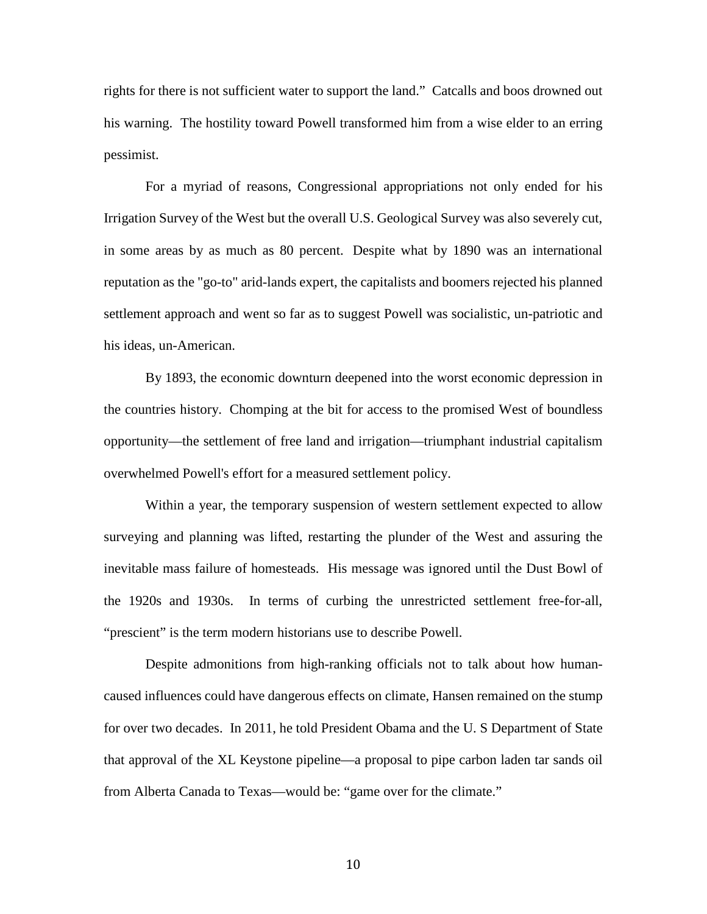rights for there is not sufficient water to support the land." Catcalls and boos drowned out his warning. The hostility toward Powell transformed him from a wise elder to an erring pessimist.

For a myriad of reasons, Congressional appropriations not only ended for his Irrigation Survey of the West but the overall U.S. Geological Survey was also severely cut, in some areas by as much as 80 percent. Despite what by 1890 was an international reputation as the "go-to" arid-lands expert, the capitalists and boomers rejected his planned settlement approach and went so far as to suggest Powell was socialistic, un-patriotic and his ideas, un-American.

By 1893, the economic downturn deepened into the worst economic depression in the countries history. Chomping at the bit for access to the promised West of boundless opportunity—the settlement of free land and irrigation—triumphant industrial capitalism overwhelmed Powell's effort for a measured settlement policy.

Within a year, the temporary suspension of western settlement expected to allow surveying and planning was lifted, restarting the plunder of the West and assuring the inevitable mass failure of homesteads. His message was ignored until the Dust Bowl of the 1920s and 1930s. In terms of curbing the unrestricted settlement free-for-all, "prescient" is the term modern historians use to describe Powell.

Despite admonitions from high-ranking officials not to talk about how human-caused influences could have dangerous effects on climate, Hansen remained on the stump for over two decades. In 2011, he told President Obama and the U. S Department of State that approval of the XL Keystone pipeline—a proposal to pipe carbon laden tar sands oil from Alberta Canada to Texas—would be: "game over for the climate."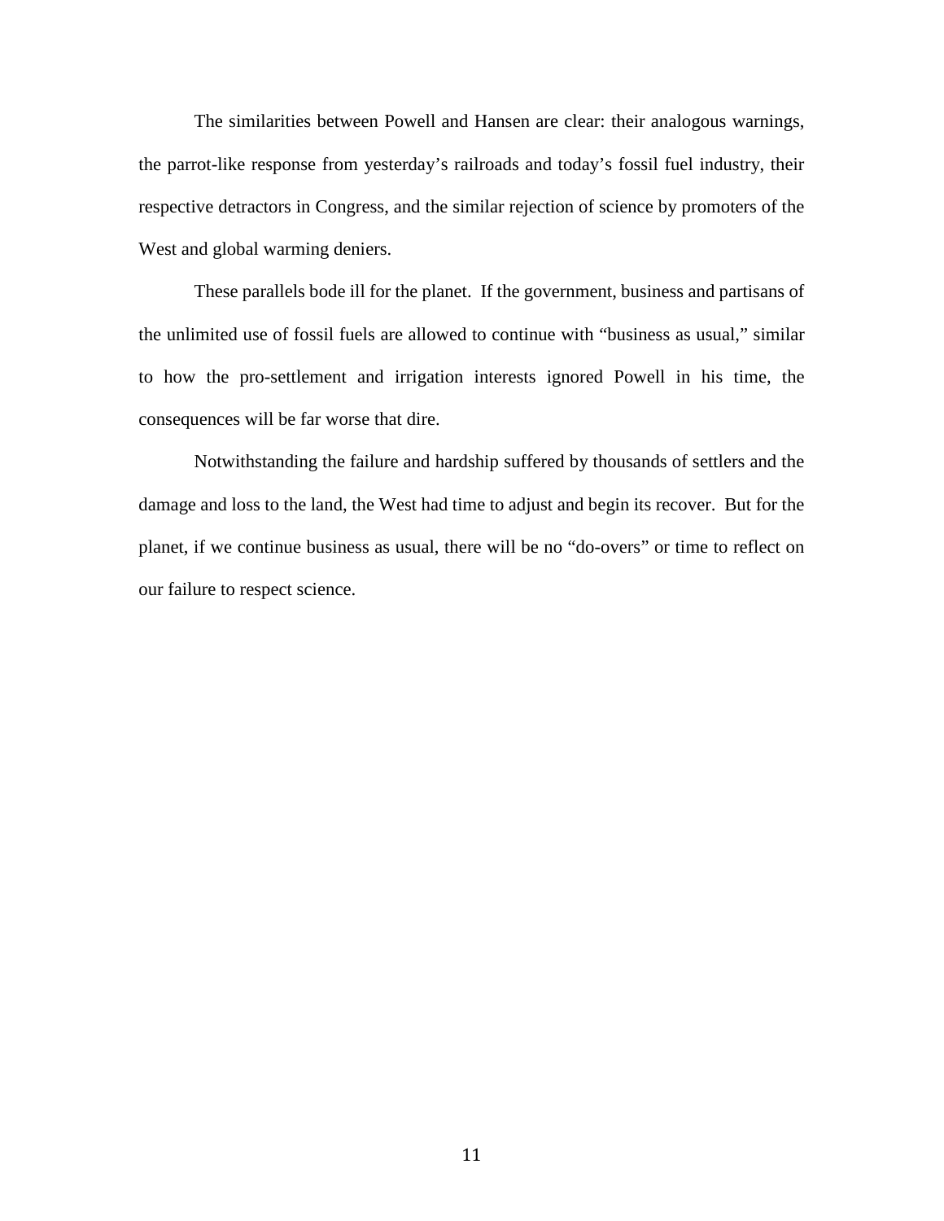The similarities between Powell and Hansen are clear: their analogous warnings, the parrot-like response from yesterday's railroads and today's fossil fuel industry, their respective detractors in Congress, and the similar rejection of science by promoters of the West and global warming deniers.

These parallels bode ill for the planet. If the government, business and partisans of the unlimited use of fossil fuels are allowed to continue with "business as usual," similar to how the pro-settlement and irrigation interests ignored Powell in his time, the consequences will be far worse that dire.

Notwithstanding the failure and hardship suffered by thousands of settlers and the damage and loss to the land, the West had time to adjust and begin its recover. But for the planet, if we continue business as usual, there will be no "do-overs" or time to reflect on our failure to respect science.